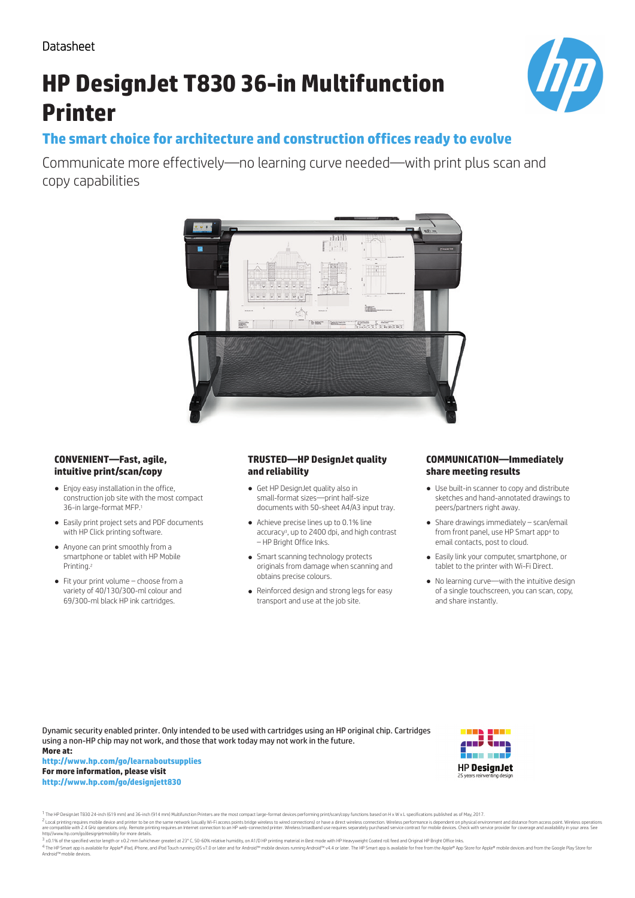Datasheet

# HP DesignJet T830 36-in Multifunction Printer

## The smart choice for architecture and construction offices ready to evolve

Communicate more effectively—no learning curve needed—with print plus scan and copy capabilities

### CONVENIENT—Fast, agile, intuitive print/scan/copy

- Enjoy easy installation in the office, construction job site with the most compact 36-in large-format MFP.[1]
- Easily print project sets and PDF documents with HP Click printing software.
- Anyone can print smoothly from a smartphone or tablet with HP Mobile Printing.[2]
- Fit your print volume – choose from a variety of 40/130/300-ml colour and 69/300-ml black HP ink cartridges.

### TRUSTED—HP DesignJet quality and reliability

- Get HP DesignJet quality also in small-format sizes—print half-size documents with 50-sheet A4/A3 input tray.
- Achieve precise lines up to 0.1% line accuracy[3], up to 2400 dpi, and high contrast – HP Bright Office Inks.
- Smart scanning technology protects originals from damage when scanning and obtains precise colours.
- Reinforced design and strong legs for easy transport and use at the job site.

### COMMUNICATION—Immediately share meeting results

- Use built-in scanner to copy and distribute sketches and hand-annotated drawings to peers/partners right away.
- Share drawings immediately – scan/email from front panel, use HP Smart app[4] to email contacts, post to cloud.
- Easily link your computer, smartphone, or tablet to the printer with Wi-Fi Direct.
- No learning curve—with the intuitive design of a single touchscreen, you can scan, copy, and share instantly.

Dynamic security enabled printer. Only intended to be used with cartridges using an HP original chip. Cartridges using a non-HP chip may not work, and those that work today may not work in the future.
**More at:**
**http://www.hp.com/go/learnaboutsupplies**
**For more information, please visit**
**http://www.hp.com/go/designjett830**

HP **DesignJet**
25 years reinventing design

[1] The HP DesignJet T830 24-inch (619 mm) and 36-inch (914 mm) Multifunction Printers are the most compact large-format devices performing print/scan/copy functions based on H x W x L specifications published as of May, 2017.

[2] Local printing requires mobile device and printer to be on the same network (usually Wi-Fi access points bridge wireless to wired connections) or have a direct wireless connection. Wireless performance is dependent on physical environment and distance from access point. Wireless operations are compatible with 2.4 GHz operations only. Remote printing requires an Internet connection to an HP web-connected printer. Wireless broadband use requires separately purchased service contract for mobile devices. Check with service provider for coverage and availability in your area. See http//www.hp.com/go/designjetmobility for more details.

[3] ±0.1% of the specified vector length or ±0.2 mm (whichever greater) at 23° C, 50-60% relative humidity, on A1/D HP printing material in Best mode with HP Heavyweight Coated roll feed and Original HP Bright Office Inks.

[4] The HP Smart app is available for Apple® iPad, iPhone, and iPod Touch running iOS v7.0 or later and for Android™ mobile devices running Android™ v4.4 or later. The HP Smart app is available for free from the Apple® App Store for Apple® mobile devices and from the Google Play Store for Android™ mobile devices.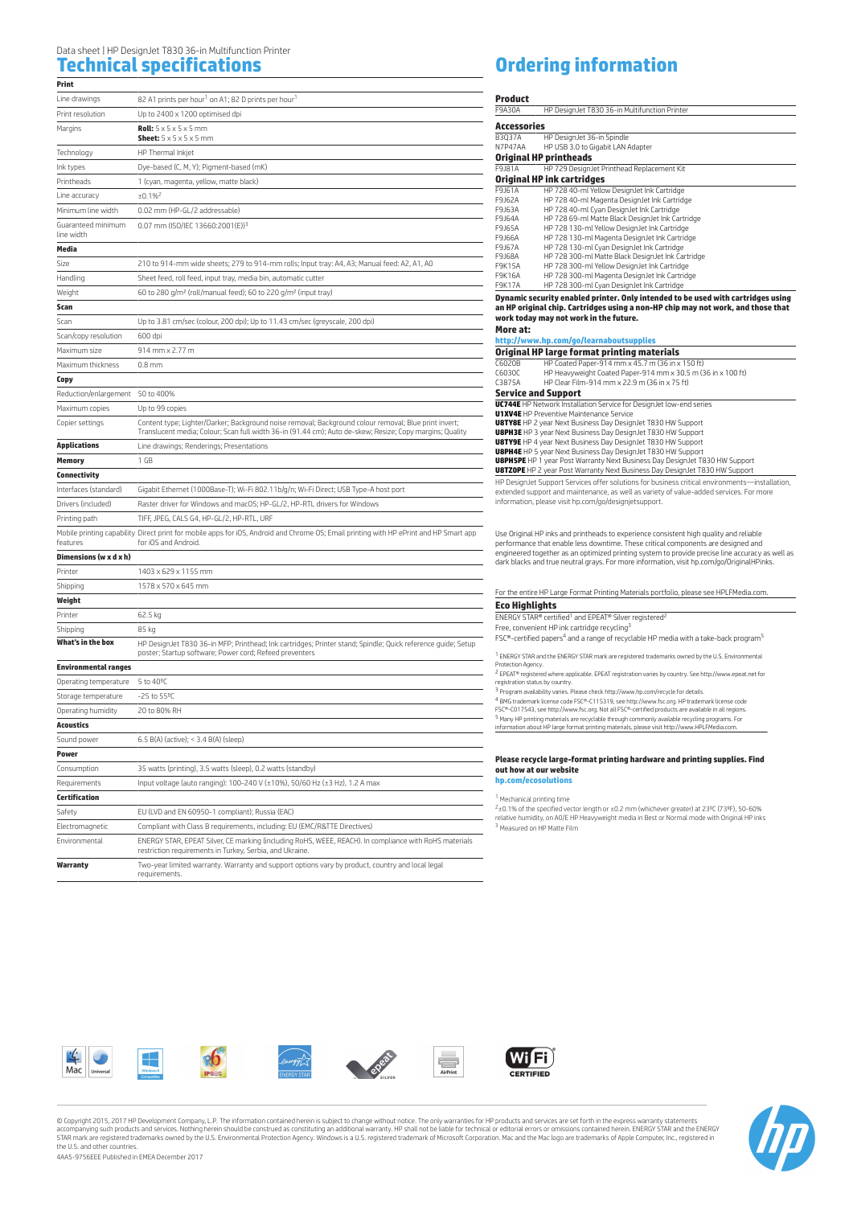Data sheet | HP DesignJet T830 36-in Multifunction Printer

# Technical specifications

| | |
|---|---|
| **Print** | |
| Line drawings | 82 A1 prints per hour[1] on A1; 82 D prints per hour[1] |
| Print resolution | Up to 2400 x 1200 optimised dpi |
| Margins | **Roll:** 5 x 5 x 5 x 5 mm<br>**Sheet:** 5 x 5 x 5 x 5 mm |
| Technology | HP Thermal Inkjet |
| Ink types | Dye-based (C, M, Y); Pigment-based (mK) |
| Printheads | 1 (cyan, magenta, yellow, matte black) |
| Line accuracy | ±0.1%[2] |
| Minimum line width | 0.02 mm (HP-GL/2 addressable) |
| Guaranteed minimum line width | 0.07 mm (ISO/IEC 13660:2001(E))[3] |
| **Media** | |
| Size | 210 to 914-mm wide sheets; 279 to 914-mm rolls; Input tray: A4, A3; Manual feed: A2, A1, A0 |
| Handling | Sheet feed, roll feed, input tray, media bin, automatic cutter |
| Weight | 60 to 280 g/m² (roll/manual feed); 60 to 220 g/m² (input tray) |
| **Scan** | |
| Scan | Up to 3.81 cm/sec (colour, 200 dpi); Up to 11.43 cm/sec (greyscale, 200 dpi) |
| Scan/copy resolution | 600 dpi |
| Maximum size | 914 mm x 2.77 m |
| Maximum thickness | 0.8 mm |
| **Copy** | |
| Reduction/enlargement | 50 to 400% |
| Maximum copies | Up to 99 copies |
| Copier settings | Content type; Lighter/Darker; Background noise removal; Background colour removal; Blue print invert; Translucent media; Colour; Scan full width 36-in (91.44 cm); Auto de-skew; Resize; Copy margins; Quality |
| **Applications** | Line drawings; Renderings; Presentations |
| **Memory** | 1 GB |
| **Connectivity** | |
| Interfaces (standard) | Gigabit Ethernet (1000Base-T); Wi-Fi 802.11b/g/n; Wi-Fi Direct; USB Type-A host port |
| Drivers (included) | Raster driver for Windows and macOS; HP-GL/2, HP-RTL drivers for Windows |
| Printing path | TIFF, JPEG, CALS G4, HP-GL/2, HP-RTL, URF |
| Mobile printing capability features | Direct print for mobile apps for iOS, Android and Chrome OS; Email printing with HP ePrint and HP Smart app for iOS and Android. |
| **Dimensions (w x d x h)** | |
| Printer | 1403 x 629 x 1155 mm |
| Shipping | 1578 x 570 x 645 mm |
| **Weight** | |
| Printer | 62.5 kg |
| Shipping | 85 kg |
| **What's in the box** | HP DesignJet T830 36-in MFP; Printhead; Ink cartridges; Printer stand; Spindle; Quick reference guide; Setup poster; Startup software; Power cord; Refeed preventers |
| **Environmental ranges** | |
| Operating temperature | 5 to 40ºC |
| Storage temperature | -25 to 55ºC |
| Operating humidity | 20 to 80% RH |
| **Acoustics** | |
| Sound power | 6.5 B(A) (active); < 3.4 B(A) (sleep) |
| **Power** | |
| Consumption | 35 watts (printing), 3.5 watts (sleep), 0.2 watts (standby) |
| Requirements | Input voltage (auto ranging): 100-240 V (±10%), 50/60 Hz (±3 Hz), 1.2 A max |
| **Certification** | |
| Safety | EU (LVD and EN 60950-1 compliant); Russia (EAC) |
| Electromagnetic | Compliant with Class B requirements, including: EU (EMC/R&TTE Directives) |
| Environmental | ENERGY STAR, EPEAT Silver, CE marking (including RoHS, WEEE, REACH). In compliance with RoHS materials restriction requirements in Turkey, Serbia, and Ukraine. |
| **Warranty** | Two-year limited warranty. Warranty and support options vary by product, country and local legal requirements. |

# Ordering information

### Product

| | |
|---|---|
| F9A30A | HP DesignJet T830 36-in Multifunction Printer |

### Accessories

| | |
|---|---|
| B3Q37A | HP DesignJet 36-in Spindle |
| N7P47AA | HP USB 3.0 to Gigabit LAN Adapter |

### Original HP printheads

| | |
|---|---|
| F9J81A | HP 729 DesignJet Printhead Replacement Kit |

### Original HP ink cartridges

| | |
|---|---|
| F9J61A | HP 728 40-ml Yellow DesignJet Ink Cartridge |
| F9J62A | HP 728 40-ml Magenta DesignJet Ink Cartridge |
| F9J63A | HP 728 40-ml Cyan DesignJet Ink Cartridge |
| F9J64A | HP 728 69-ml Matte Black DesignJet Ink Cartridge |
| F9J65A | HP 728 130-ml Yellow DesignJet Ink Cartridge |
| F9J66A | HP 728 130-ml Magenta DesignJet Ink Cartridge |
| F9J67A | HP 728 130-ml Cyan DesignJet Ink Cartridge |
| F9J68A | HP 728 300-ml Matte Black DesignJet Ink Cartridge |
| F9K15A | HP 728 300-ml Yellow DesignJet Ink Cartridge |
| F9K16A | HP 728 300-ml Magenta DesignJet Ink Cartridge |
| F9K17A | HP 728 300-ml Cyan DesignJet Ink Cartridge |

**Dynamic security enabled printer. Only intended to be used with cartridges using an HP original chip. Cartridges using a non-HP chip may not work, and those that work today may not work in the future.**

**More at:**

**http://www.hp.com/go/learnaboutsupplies**

### Original HP large format printing materials

| | |
|---|---|
| C6020B | HP Coated Paper-914 mm x 45.7 m (36 in x 150 ft) |
| C6030C | HP Heavyweight Coated Paper-914 mm x 30.5 m (36 in x 100 ft) |
| C3875A | HP Clear Film-914 mm x 22.9 m (36 in x 75 ft) |

### Service and Support

**UC744E** HP Network Installation Service for DesignJet low-end series
**U1XV4E** HP Preventive Maintenance Service
**U8TY8E** HP 2 year Next Business Day DesignJet T830 HW Support
**U8PH3E** HP 3 year Next Business Day DesignJet T830 HW Support
**U8TY9E** HP 4 year Next Business Day DesignJet T830 HW Support
**U8PH4E** HP 5 year Next Business Day DesignJet T830 HW Support
**U8PH5PE** HP 1 year Post Warranty Next Business Day DesignJet T830 HW Support
**U8TZ0PE** HP 2 year Post Warranty Next Business Day DesignJet T830 HW Support

HP DesignJet Support Services offer solutions for business critical environments—installation, extended support and maintenance, as well as variety of value-added services. For more information, please visit hp.com/go/designjetsupport.

Use Original HP inks and printheads to experience consistent high quality and reliable performance that enable less downtime. These critical components are designed and engineered together as an optimized printing system to provide precise line accuracy as well as dark blacks and true neutral grays. For more information, visit hp.com/go/OriginalHPinks.

For the entire HP Large Format Printing Materials portfolio, please see HPLFMedia.com.

### Eco Highlights

ENERGY STAR® certified[1] and EPEAT® Silver registered[2]
Free, convenient HP ink cartridge recycling[3]
FSC®-certified papers[4] and a range of recyclable HP media with a take-back program[5]

[1] ENERGY STAR and the ENERGY STAR mark are registered trademarks owned by the U.S. Environmental Protection Agency.
[2] EPEAT® registered where applicable. EPEAT registration varies by country. See http://www.epeat.net for registration status by country.
[3] Program availability varies. Please check http://www.hp.com/recycle for details.
[4] BMG trademark license code FSC®-C115319, see http://www.fsc.org. HP trademark license code FSC®-C017543, see http://www.fsc.org. Not all FSC®-certified products are available in all regions.
[5] Many HP printing materials are recyclable through commonly available recycling programs. For information about HP large format printing materials, please visit http://www.HPLFMedia.com.

**Please recycle large-format printing hardware and printing supplies. Find out how at our website**
**hp.com/ecosolutions**

[1] Mechanical printing time
[2] ±0.1% of the specified vector length or ±0.2 mm (whichever greater) at 23ºC (73ºF), 50-60% relative humidity, on A0/E HP Heavyweight media in Best or Normal mode with Original HP inks
[3] Measured on HP Matte Film

© Copyright 2015, 2017 HP Development Company, L.P. The information contained herein is subject to change without notice. The only warranties for HP products and services are set forth in the express warranty statements accompanying such products and services. Nothing herein should be construed as constituting an additional warranty. HP shall not be liable for technical or editorial errors or omissions contained herein. ENERGY STAR and the ENERGY STAR mark are registered trademarks owned by the U.S. Environmental Protection Agency. Windows is a U.S. registered trademark of Microsoft Corporation. Mac and the Mac logo are trademarks of Apple Computer, Inc., registered in the U.S. and other countries.

4AA5-9756EEE Published in EMEA December 2017